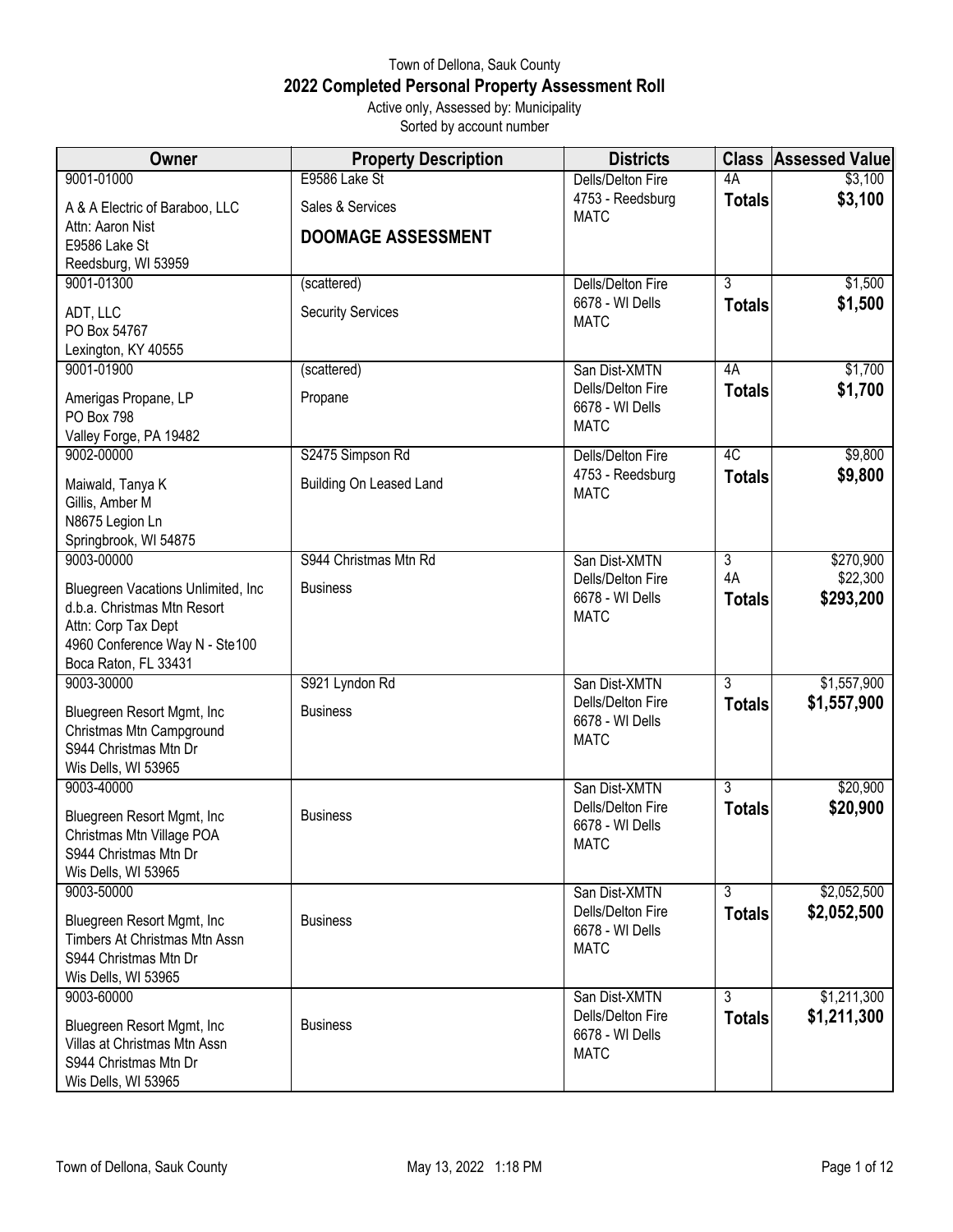# Town of Dellona, Sauk County

## 2022 Completed Personal Property Assessment Roll

Active only, Assessed by: Municipality

Sorted by account number

| Owner | Property Description | Districts | Class | Assessed Value |
|---|---|---|---|---|
| 9001-01000<br>A & A Electric of Baraboo, LLC<br>Attn: Aaron Nist<br>E9586 Lake St<br>Reedsburg, WI 53959 | E9586 Lake St<br>Sales & Services<br>**DOOMAGE ASSESSMENT** | Dells/Delton Fire<br>4753 - Reedsburg<br>MATC | 4A<br>**Totals** | $3,100<br>**$3,100** |
| 9001-01300<br>ADT, LLC<br>PO Box 54767<br>Lexington, KY 40555 | (scattered)<br>Security Services | Dells/Delton Fire<br>6678 - WI Dells<br>MATC | 3<br>**Totals** | $1,500<br>**$1,500** |
| 9001-01900<br>Amerigas Propane, LP<br>PO Box 798<br>Valley Forge, PA 19482 | (scattered)<br>Propane | San Dist-XMTN<br>Dells/Delton Fire<br>6678 - WI Dells<br>MATC | 4A<br>**Totals** | $1,700<br>**$1,700** |
| 9002-00000<br>Maiwald, Tanya K<br>Gillis, Amber M<br>N8675 Legion Ln<br>Springbrook, WI 54875 | S2475 Simpson Rd<br>Building On Leased Land | Dells/Delton Fire<br>4753 - Reedsburg<br>MATC | 4C<br>**Totals** | $9,800<br>**$9,800** |
| 9003-00000<br>Bluegreen Vacations Unlimited, Inc<br>d.b.a. Christmas Mtn Resort<br>Attn: Corp Tax Dept<br>4960 Conference Way N - Ste100<br>Boca Raton, FL 33431 | S944 Christmas Mtn Rd<br>Business | San Dist-XMTN<br>Dells/Delton Fire<br>6678 - WI Dells<br>MATC | 3<br>4A<br>**Totals** | $270,900<br>$22,300<br>**$293,200** |
| 9003-30000<br>Bluegreen Resort Mgmt, Inc<br>Christmas Mtn Campground<br>S944 Christmas Mtn Dr<br>Wis Dells, WI 53965 | S921 Lyndon Rd<br>Business | San Dist-XMTN<br>Dells/Delton Fire<br>6678 - WI Dells<br>MATC | 3<br>**Totals** | $1,557,900<br>**$1,557,900** |
| 9003-40000<br>Bluegreen Resort Mgmt, Inc<br>Christmas Mtn Village POA<br>S944 Christmas Mtn Dr<br>Wis Dells, WI 53965 | Business | San Dist-XMTN<br>Dells/Delton Fire<br>6678 - WI Dells<br>MATC | 3<br>**Totals** | $20,900<br>**$20,900** |
| 9003-50000<br>Bluegreen Resort Mgmt, Inc<br>Timbers At Christmas Mtn Assn<br>S944 Christmas Mtn Dr<br>Wis Dells, WI 53965 | Business | San Dist-XMTN<br>Dells/Delton Fire<br>6678 - WI Dells<br>MATC | 3<br>**Totals** | $2,052,500<br>**$2,052,500** |
| 9003-60000<br>Bluegreen Resort Mgmt, Inc<br>Villas at Christmas Mtn Assn<br>S944 Christmas Mtn Dr<br>Wis Dells, WI 53965 | Business | San Dist-XMTN<br>Dells/Delton Fire<br>6678 - WI Dells<br>MATC | 3<br>**Totals** | $1,211,300<br>**$1,211,300** |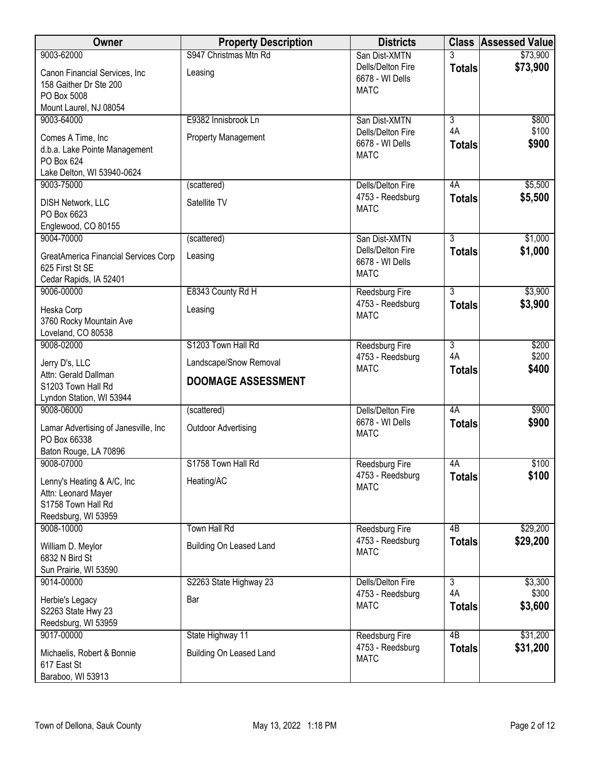| Owner | Property Description | Districts | Class | Assessed Value |
|---|---|---|---|---|
| 9003-62000<br>Canon Financial Services, Inc<br>158 Gaither Dr Ste 200<br>PO Box 5008<br>Mount Laurel, NJ 08054 | S947 Christmas Mtn Rd<br>Leasing | San Dist-XMTN<br>Dells/Delton Fire<br>6678 - WI Dells<br>MATC | 3<br>**Totals** | $73,900<br>**$73,900** |
| 9003-64000<br>Comes A Time, Inc<br>d.b.a. Lake Pointe Management<br>PO Box 624<br>Lake Delton, WI 53940-0624 | E9382 Innisbrook Ln<br>Property Management | San Dist-XMTN<br>Dells/Delton Fire<br>6678 - WI Dells<br>MATC | 3<br>4A<br>**Totals** | $800<br>$100<br>**$900** |
| 9003-75000<br>DISH Network, LLC<br>PO Box 6623<br>Englewood, CO 80155 | (scattered)<br>Satellite TV | Dells/Delton Fire<br>4753 - Reedsburg<br>MATC | 4A<br>**Totals** | $5,500<br>**$5,500** |
| 9004-70000<br>GreatAmerica Financial Services Corp<br>625 First St SE<br>Cedar Rapids, IA 52401 | (scattered)<br>Leasing | San Dist-XMTN<br>Dells/Delton Fire<br>6678 - WI Dells<br>MATC | 3<br>**Totals** | $1,000<br>**$1,000** |
| 9006-00000<br>Heska Corp<br>3760 Rocky Mountain Ave<br>Loveland, CO 80538 | E8343 County Rd H<br>Leasing | Reedsburg Fire<br>4753 - Reedsburg<br>MATC | 3<br>**Totals** | $3,900<br>**$3,900** |
| 9008-02000<br>Jerry D's, LLC<br>Attn: Gerald Dallman<br>S1203 Town Hall Rd<br>Lyndon Station, WI 53944 | S1203 Town Hall Rd<br>Landscape/Snow Removal<br>**DOOMAGE ASSESSMENT** | Reedsburg Fire<br>4753 - Reedsburg<br>MATC | 3<br>4A<br>**Totals** | $200<br>$200<br>**$400** |
| 9008-06000<br>Lamar Advertising of Janesville, Inc<br>PO Box 66338<br>Baton Rouge, LA 70896 | (scattered)<br>Outdoor Advertising | Dells/Delton Fire<br>6678 - WI Dells<br>MATC | 4A<br>**Totals** | $900<br>**$900** |
| 9008-07000<br>Lenny's Heating & A/C, Inc<br>Attn: Leonard Mayer<br>S1758 Town Hall Rd<br>Reedsburg, WI 53959 | S1758 Town Hall Rd<br>Heating/AC | Reedsburg Fire<br>4753 - Reedsburg<br>MATC | 4A<br>**Totals** | $100<br>**$100** |
| 9008-10000<br>William D. Meylor<br>6832 N Bird St<br>Sun Prairie, WI 53590 | Town Hall Rd<br>Building On Leased Land | Reedsburg Fire<br>4753 - Reedsburg<br>MATC | 4B<br>**Totals** | $29,200<br>**$29,200** |
| 9014-00000<br>Herbie's Legacy<br>S2263 State Hwy 23<br>Reedsburg, WI 53959 | S2263 State Highway 23<br>Bar | Dells/Delton Fire<br>4753 - Reedsburg<br>MATC | 3<br>4A<br>**Totals** | $3,300<br>$300<br>**$3,600** |
| 9017-00000<br>Michaelis, Robert & Bonnie<br>617 East St<br>Baraboo, WI 53913 | State Highway 11<br>Building On Leased Land | Reedsburg Fire<br>4753 - Reedsburg<br>MATC | 4B<br>**Totals** | $31,200<br>**$31,200** |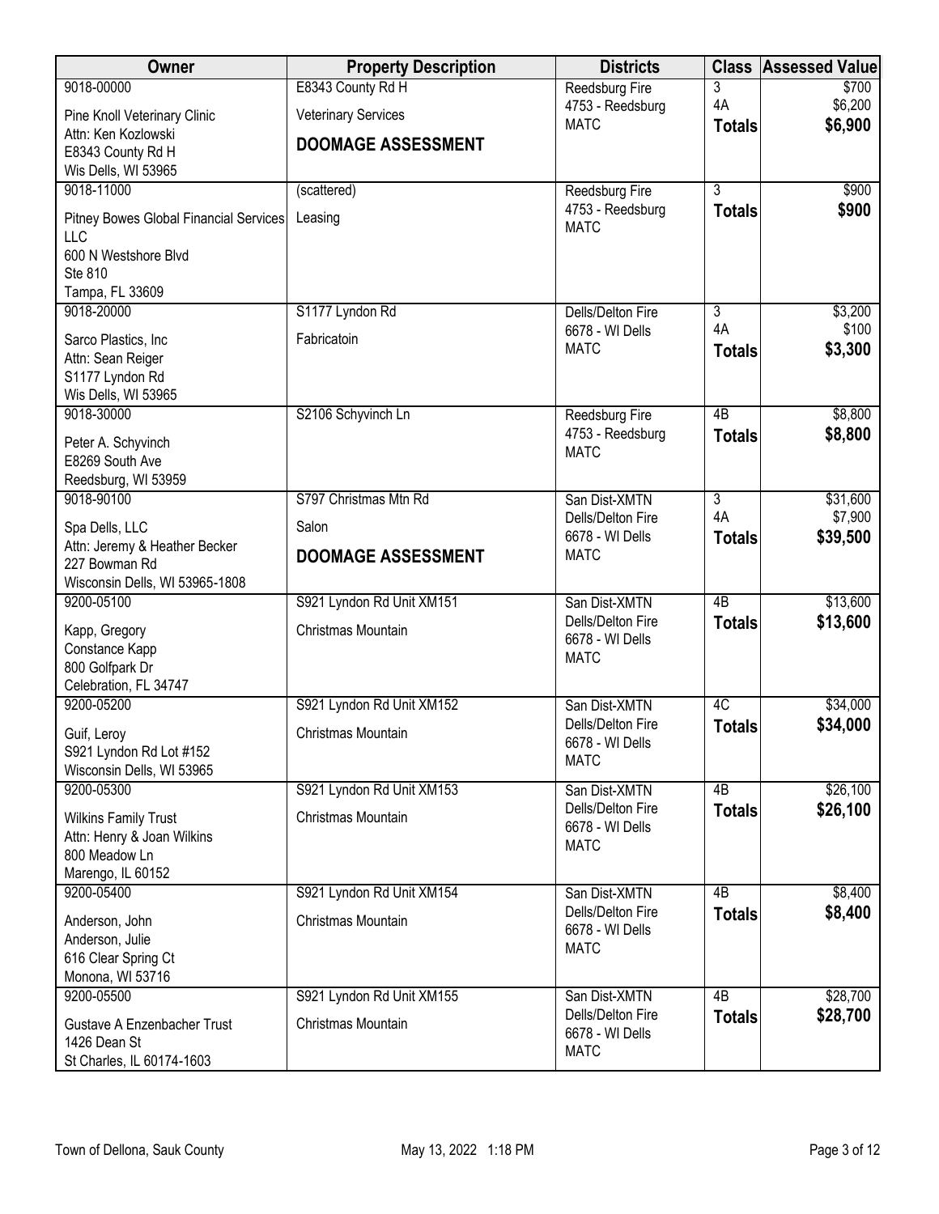| Owner | Property Description | Districts | Class | Assessed Value |
|---|---|---|---|---|
| 9018-00000<br>Pine Knoll Veterinary Clinic<br>Attn: Ken Kozlowski<br>E8343 County Rd H<br>Wis Dells, WI 53965 | E8343 County Rd H<br>Veterinary Services<br>**DOOMAGE ASSESSMENT** | Reedsburg Fire<br>4753 - Reedsburg<br>MATC | 3<br>4A<br>**Totals** | $700<br>$6,200<br>**$6,900** |
| 9018-11000<br>Pitney Bowes Global Financial Services LLC<br>600 N Westshore Blvd<br>Ste 810<br>Tampa, FL 33609 | (scattered)<br>Leasing | Reedsburg Fire<br>4753 - Reedsburg<br>MATC | 3<br>**Totals** | $900<br>**$900** |
| 9018-20000<br>Sarco Plastics, Inc<br>Attn: Sean Reiger<br>S1177 Lyndon Rd<br>Wis Dells, WI 53965 | S1177 Lyndon Rd<br>Fabricatoin | Dells/Delton Fire<br>6678 - WI Dells<br>MATC | 3<br>4A<br>**Totals** | $3,200<br>$100<br>**$3,300** |
| 9018-30000<br>Peter A. Schyvinch<br>E8269 South Ave<br>Reedsburg, WI 53959 | S2106 Schyvinch Ln | Reedsburg Fire<br>4753 - Reedsburg<br>MATC | 4B<br>**Totals** | $8,800<br>**$8,800** |
| 9018-90100<br>Spa Dells, LLC<br>Attn: Jeremy & Heather Becker<br>227 Bowman Rd<br>Wisconsin Dells, WI 53965-1808 | S797 Christmas Mtn Rd<br>Salon<br>**DOOMAGE ASSESSMENT** | San Dist-XMTN<br>Dells/Delton Fire<br>6678 - WI Dells<br>MATC | 3<br>4A<br>**Totals** | $31,600<br>$7,900<br>**$39,500** |
| 9200-05100<br>Kapp, Gregory<br>Constance Kapp<br>800 Golfpark Dr<br>Celebration, FL 34747 | S921 Lyndon Rd Unit XM151<br>Christmas Mountain | San Dist-XMTN<br>Dells/Delton Fire<br>6678 - WI Dells<br>MATC | 4B<br>**Totals** | $13,600<br>**$13,600** |
| 9200-05200<br>Guif, Leroy<br>S921 Lyndon Rd Lot #152<br>Wisconsin Dells, WI 53965 | S921 Lyndon Rd Unit XM152<br>Christmas Mountain | San Dist-XMTN<br>Dells/Delton Fire<br>6678 - WI Dells<br>MATC | 4C<br>**Totals** | $34,000<br>**$34,000** |
| 9200-05300<br>Wilkins Family Trust<br>Attn: Henry & Joan Wilkins<br>800 Meadow Ln<br>Marengo, IL 60152 | S921 Lyndon Rd Unit XM153<br>Christmas Mountain | San Dist-XMTN<br>Dells/Delton Fire<br>6678 - WI Dells<br>MATC | 4B<br>**Totals** | $26,100<br>**$26,100** |
| 9200-05400<br>Anderson, John<br>Anderson, Julie<br>616 Clear Spring Ct<br>Monona, WI 53716 | S921 Lyndon Rd Unit XM154<br>Christmas Mountain | San Dist-XMTN<br>Dells/Delton Fire<br>6678 - WI Dells<br>MATC | 4B<br>**Totals** | $8,400<br>**$8,400** |
| 9200-05500<br>Gustave A Enzenbacher Trust<br>1426 Dean St<br>St Charles, IL 60174-1603 | S921 Lyndon Rd Unit XM155<br>Christmas Mountain | San Dist-XMTN<br>Dells/Delton Fire<br>6678 - WI Dells<br>MATC | 4B<br>**Totals** | $28,700<br>**$28,700** |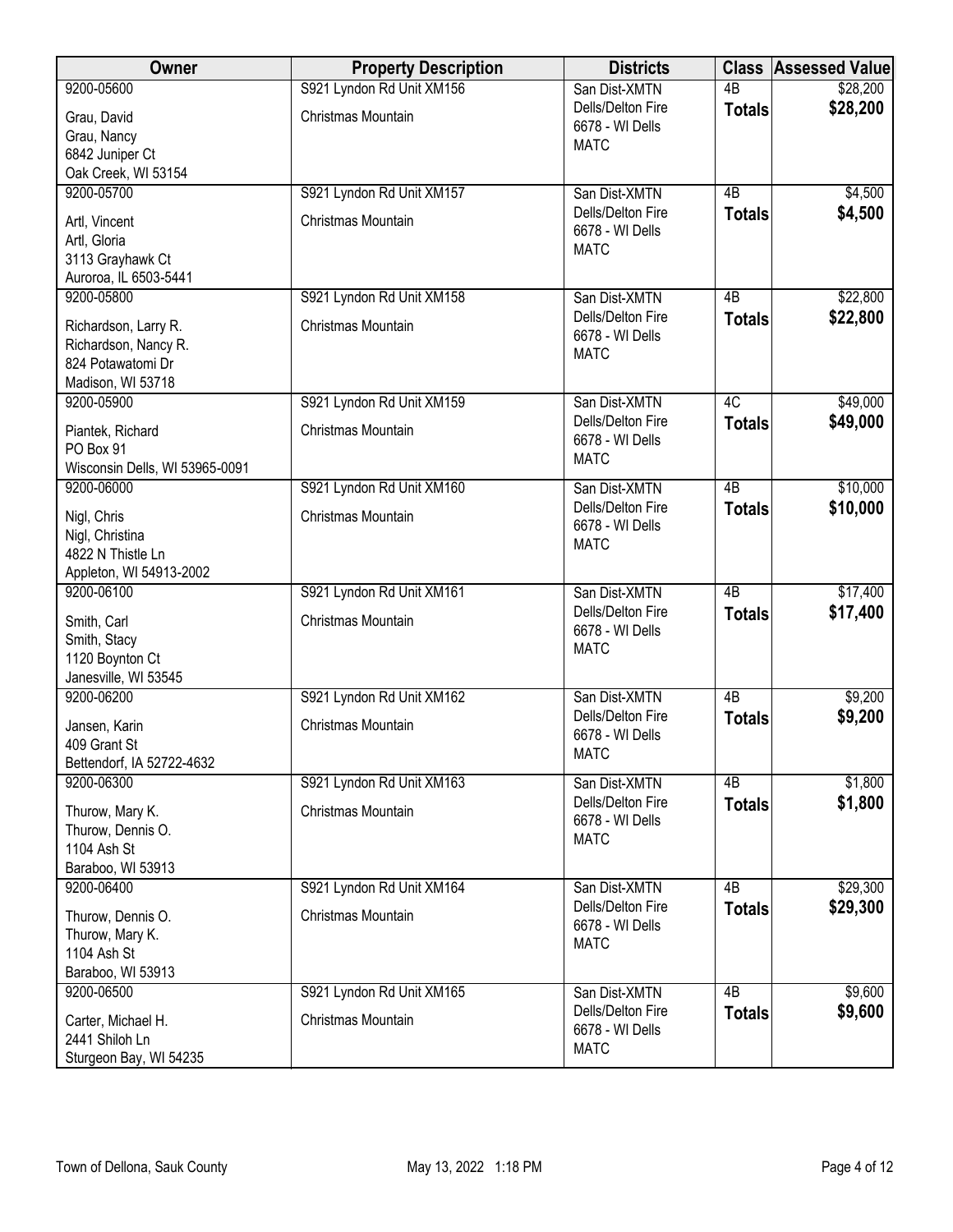| Owner | Property Description | Districts | Class | Assessed Value |
|---|---|---|---|---|
| 9200-05600<br>Grau, David<br>Grau, Nancy<br>6842 Juniper Ct<br>Oak Creek, WI 53154 | S921 Lyndon Rd Unit XM156<br>Christmas Mountain | San Dist-XMTN<br>Dells/Delton Fire<br>6678 - WI Dells<br>MATC | 4B<br>**Totals** | $28,200<br>**$28,200** |
| 9200-05700<br>Artl, Vincent<br>Artl, Gloria<br>3113 Grayhawk Ct<br>Auroroa, IL 6503-5441 | S921 Lyndon Rd Unit XM157<br>Christmas Mountain | San Dist-XMTN<br>Dells/Delton Fire<br>6678 - WI Dells<br>MATC | 4B<br>**Totals** | $4,500<br>**$4,500** |
| 9200-05800<br>Richardson, Larry R.<br>Richardson, Nancy R.<br>824 Potawatomi Dr<br>Madison, WI 53718 | S921 Lyndon Rd Unit XM158<br>Christmas Mountain | San Dist-XMTN<br>Dells/Delton Fire<br>6678 - WI Dells<br>MATC | 4B<br>**Totals** | $22,800<br>**$22,800** |
| 9200-05900<br>Piantek, Richard<br>PO Box 91<br>Wisconsin Dells, WI 53965-0091 | S921 Lyndon Rd Unit XM159<br>Christmas Mountain | San Dist-XMTN<br>Dells/Delton Fire<br>6678 - WI Dells<br>MATC | 4C<br>**Totals** | $49,000<br>**$49,000** |
| 9200-06000<br>Nigl, Chris<br>Nigl, Christina<br>4822 N Thistle Ln<br>Appleton, WI 54913-2002 | S921 Lyndon Rd Unit XM160<br>Christmas Mountain | San Dist-XMTN<br>Dells/Delton Fire<br>6678 - WI Dells<br>MATC | 4B<br>**Totals** | $10,000<br>**$10,000** |
| 9200-06100<br>Smith, Carl<br>Smith, Stacy<br>1120 Boynton Ct<br>Janesville, WI 53545 | S921 Lyndon Rd Unit XM161<br>Christmas Mountain | San Dist-XMTN<br>Dells/Delton Fire<br>6678 - WI Dells<br>MATC | 4B<br>**Totals** | $17,400<br>**$17,400** |
| 9200-06200<br>Jansen, Karin<br>409 Grant St<br>Bettendorf, IA 52722-4632 | S921 Lyndon Rd Unit XM162<br>Christmas Mountain | San Dist-XMTN<br>Dells/Delton Fire<br>6678 - WI Dells<br>MATC | 4B<br>**Totals** | $9,200<br>**$9,200** |
| 9200-06300<br>Thurow, Mary K.<br>Thurow, Dennis O.<br>1104 Ash St<br>Baraboo, WI 53913 | S921 Lyndon Rd Unit XM163<br>Christmas Mountain | San Dist-XMTN<br>Dells/Delton Fire<br>6678 - WI Dells<br>MATC | 4B<br>**Totals** | $1,800<br>**$1,800** |
| 9200-06400<br>Thurow, Dennis O.<br>Thurow, Mary K.<br>1104 Ash St<br>Baraboo, WI 53913 | S921 Lyndon Rd Unit XM164<br>Christmas Mountain | San Dist-XMTN<br>Dells/Delton Fire<br>6678 - WI Dells<br>MATC | 4B<br>**Totals** | $29,300<br>**$29,300** |
| 9200-06500<br>Carter, Michael H.<br>2441 Shiloh Ln<br>Sturgeon Bay, WI 54235 | S921 Lyndon Rd Unit XM165<br>Christmas Mountain | San Dist-XMTN<br>Dells/Delton Fire<br>6678 - WI Dells<br>MATC | 4B<br>**Totals** | $9,600<br>**$9,600** |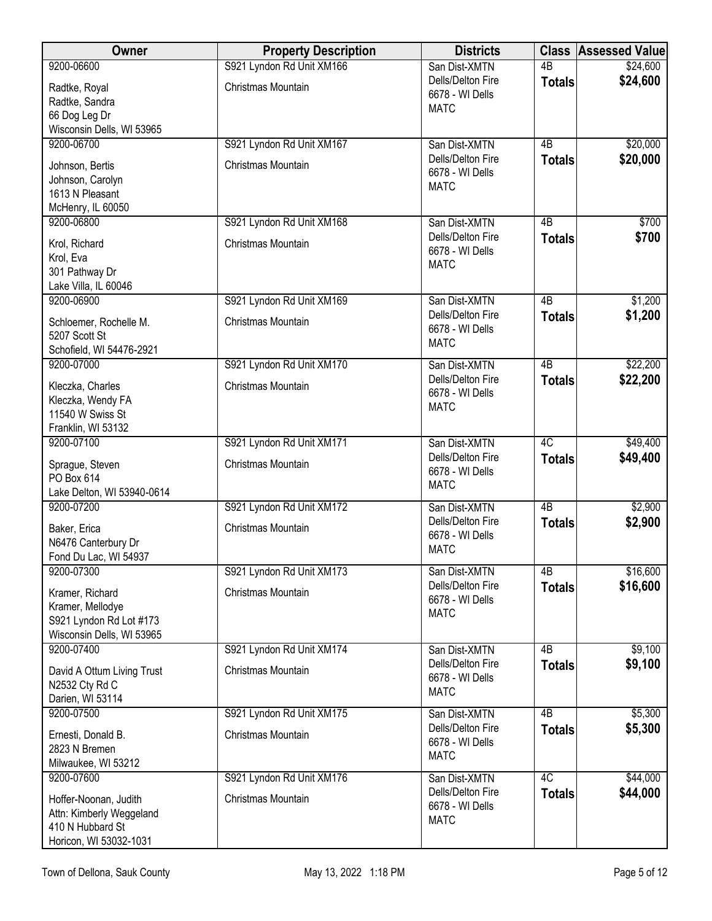| Owner | Property Description | Districts | Class | Assessed Value |
|---|---|---|---|---|
| 9200-06600<br>Radtke, Royal<br>Radtke, Sandra<br>66 Dog Leg Dr<br>Wisconsin Dells, WI 53965 | S921 Lyndon Rd Unit XM166<br>Christmas Mountain | San Dist-XMTN<br>Dells/Delton Fire<br>6678 - WI Dells<br>MATC | 4B<br>**Totals** | $24,600<br>**$24,600** |
| 9200-06700<br>Johnson, Bertis<br>Johnson, Carolyn<br>1613 N Pleasant<br>McHenry, IL 60050 | S921 Lyndon Rd Unit XM167<br>Christmas Mountain | San Dist-XMTN<br>Dells/Delton Fire<br>6678 - WI Dells<br>MATC | 4B<br>**Totals** | $20,000<br>**$20,000** |
| 9200-06800<br>Krol, Richard<br>Krol, Eva<br>301 Pathway Dr<br>Lake Villa, IL 60046 | S921 Lyndon Rd Unit XM168<br>Christmas Mountain | San Dist-XMTN<br>Dells/Delton Fire<br>6678 - WI Dells<br>MATC | 4B<br>**Totals** | $700<br>**$700** |
| 9200-06900<br>Schloemer, Rochelle M.<br>5207 Scott St<br>Schofield, WI 54476-2921 | S921 Lyndon Rd Unit XM169<br>Christmas Mountain | San Dist-XMTN<br>Dells/Delton Fire<br>6678 - WI Dells<br>MATC | 4B<br>**Totals** | $1,200<br>**$1,200** |
| 9200-07000<br>Kleczka, Charles<br>Kleczka, Wendy FA<br>11540 W Swiss St<br>Franklin, WI 53132 | S921 Lyndon Rd Unit XM170<br>Christmas Mountain | San Dist-XMTN<br>Dells/Delton Fire<br>6678 - WI Dells<br>MATC | 4B<br>**Totals** | $22,200<br>**$22,200** |
| 9200-07100<br>Sprague, Steven<br>PO Box 614<br>Lake Delton, WI 53940-0614 | S921 Lyndon Rd Unit XM171<br>Christmas Mountain | San Dist-XMTN<br>Dells/Delton Fire<br>6678 - WI Dells<br>MATC | 4C<br>**Totals** | $49,400<br>**$49,400** |
| 9200-07200<br>Baker, Erica<br>N6476 Canterbury Dr<br>Fond Du Lac, WI 54937 | S921 Lyndon Rd Unit XM172<br>Christmas Mountain | San Dist-XMTN<br>Dells/Delton Fire<br>6678 - WI Dells<br>MATC | 4B<br>**Totals** | $2,900<br>**$2,900** |
| 9200-07300<br>Kramer, Richard<br>Kramer, Mellodye<br>S921 Lyndon Rd Lot #173<br>Wisconsin Dells, WI 53965 | S921 Lyndon Rd Unit XM173<br>Christmas Mountain | San Dist-XMTN<br>Dells/Delton Fire<br>6678 - WI Dells<br>MATC | 4B<br>**Totals** | $16,600<br>**$16,600** |
| 9200-07400<br>David A Ottum Living Trust<br>N2532 Cty Rd C<br>Darien, WI 53114 | S921 Lyndon Rd Unit XM174<br>Christmas Mountain | San Dist-XMTN<br>Dells/Delton Fire<br>6678 - WI Dells<br>MATC | 4B<br>**Totals** | $9,100<br>**$9,100** |
| 9200-07500<br>Ernesti, Donald B.<br>2823 N Bremen<br>Milwaukee, WI 53212 | S921 Lyndon Rd Unit XM175<br>Christmas Mountain | San Dist-XMTN<br>Dells/Delton Fire<br>6678 - WI Dells<br>MATC | 4B<br>**Totals** | $5,300<br>**$5,300** |
| 9200-07600<br>Hoffer-Noonan, Judith<br>Attn: Kimberly Weggeland<br>410 N Hubbard St<br>Horicon, WI 53032-1031 | S921 Lyndon Rd Unit XM176<br>Christmas Mountain | San Dist-XMTN<br>Dells/Delton Fire<br>6678 - WI Dells<br>MATC | 4C<br>**Totals** | $44,000<br>**$44,000** |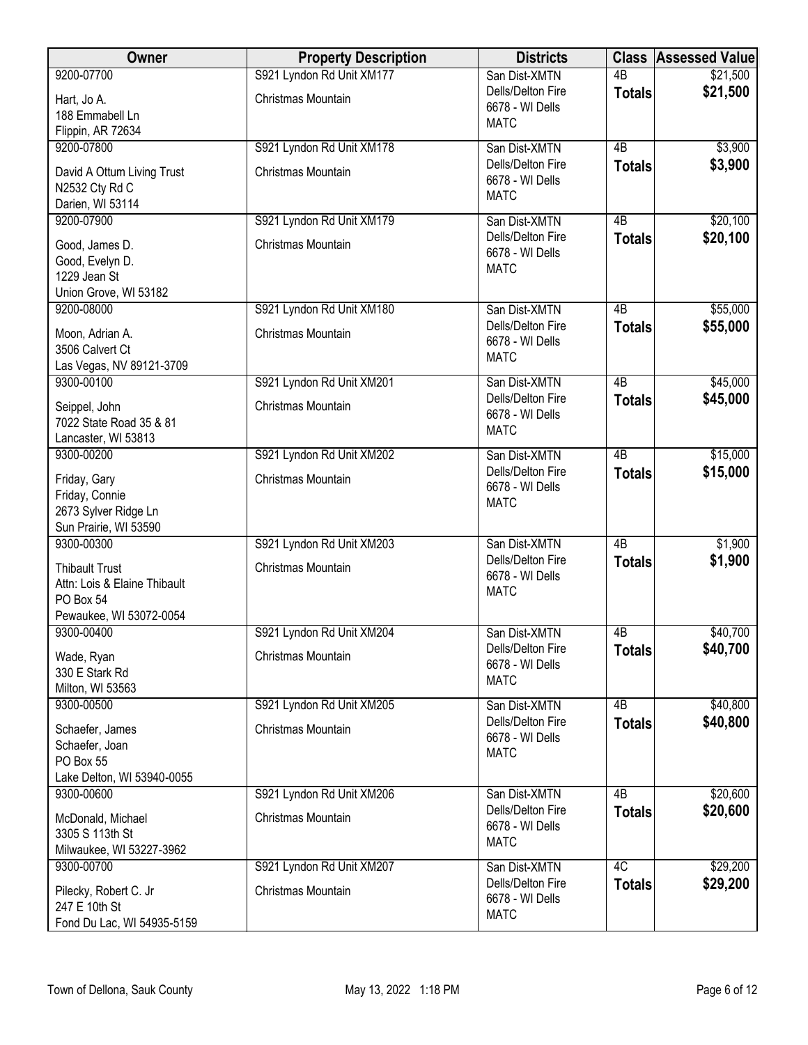| Owner | Property Description | Districts | Class | Assessed Value |
|---|---|---|---|---|
| 9200-07700<br>Hart, Jo A.<br>188 Emmabell Ln<br>Flippin, AR 72634 | S921 Lyndon Rd Unit XM177<br>Christmas Mountain | San Dist-XMTN<br>Dells/Delton Fire<br>6678 - WI Dells<br>MATC | 4B<br>**Totals** | $21,500<br>**$21,500** |
| 9200-07800<br>David A Ottum Living Trust<br>N2532 Cty Rd C<br>Darien, WI 53114 | S921 Lyndon Rd Unit XM178<br>Christmas Mountain | San Dist-XMTN<br>Dells/Delton Fire<br>6678 - WI Dells<br>MATC | 4B<br>**Totals** | $3,900<br>**$3,900** |
| 9200-07900<br>Good, James D.<br>Good, Evelyn D.<br>1229 Jean St<br>Union Grove, WI 53182 | S921 Lyndon Rd Unit XM179<br>Christmas Mountain | San Dist-XMTN<br>Dells/Delton Fire<br>6678 - WI Dells<br>MATC | 4B<br>**Totals** | $20,100<br>**$20,100** |
| 9200-08000<br>Moon, Adrian A.<br>3506 Calvert Ct<br>Las Vegas, NV 89121-3709 | S921 Lyndon Rd Unit XM180<br>Christmas Mountain | San Dist-XMTN<br>Dells/Delton Fire<br>6678 - WI Dells<br>MATC | 4B<br>**Totals** | $55,000<br>**$55,000** |
| 9300-00100<br>Seippel, John<br>7022 State Road 35 & 81<br>Lancaster, WI 53813 | S921 Lyndon Rd Unit XM201<br>Christmas Mountain | San Dist-XMTN<br>Dells/Delton Fire<br>6678 - WI Dells<br>MATC | 4B<br>**Totals** | $45,000<br>**$45,000** |
| 9300-00200<br>Friday, Gary<br>Friday, Connie<br>2673 Sylver Ridge Ln<br>Sun Prairie, WI 53590 | S921 Lyndon Rd Unit XM202<br>Christmas Mountain | San Dist-XMTN<br>Dells/Delton Fire<br>6678 - WI Dells<br>MATC | 4B<br>**Totals** | $15,000<br>**$15,000** |
| 9300-00300<br>Thibault Trust<br>Attn: Lois & Elaine Thibault<br>PO Box 54<br>Pewaukee, WI 53072-0054 | S921 Lyndon Rd Unit XM203<br>Christmas Mountain | San Dist-XMTN<br>Dells/Delton Fire<br>6678 - WI Dells<br>MATC | 4B<br>**Totals** | $1,900<br>**$1,900** |
| 9300-00400<br>Wade, Ryan<br>330 E Stark Rd<br>Milton, WI 53563 | S921 Lyndon Rd Unit XM204<br>Christmas Mountain | San Dist-XMTN<br>Dells/Delton Fire<br>6678 - WI Dells<br>MATC | 4B<br>**Totals** | $40,700<br>**$40,700** |
| 9300-00500<br>Schaefer, James<br>Schaefer, Joan<br>PO Box 55<br>Lake Delton, WI 53940-0055 | S921 Lyndon Rd Unit XM205<br>Christmas Mountain | San Dist-XMTN<br>Dells/Delton Fire<br>6678 - WI Dells<br>MATC | 4B<br>**Totals** | $40,800<br>**$40,800** |
| 9300-00600<br>McDonald, Michael<br>3305 S 113th St<br>Milwaukee, WI 53227-3962 | S921 Lyndon Rd Unit XM206<br>Christmas Mountain | San Dist-XMTN<br>Dells/Delton Fire<br>6678 - WI Dells<br>MATC | 4B<br>**Totals** | $20,600<br>**$20,600** |
| 9300-00700<br>Pilecky, Robert C. Jr<br>247 E 10th St<br>Fond Du Lac, WI 54935-5159 | S921 Lyndon Rd Unit XM207<br>Christmas Mountain | San Dist-XMTN<br>Dells/Delton Fire<br>6678 - WI Dells<br>MATC | 4C<br>**Totals** | $29,200<br>**$29,200** |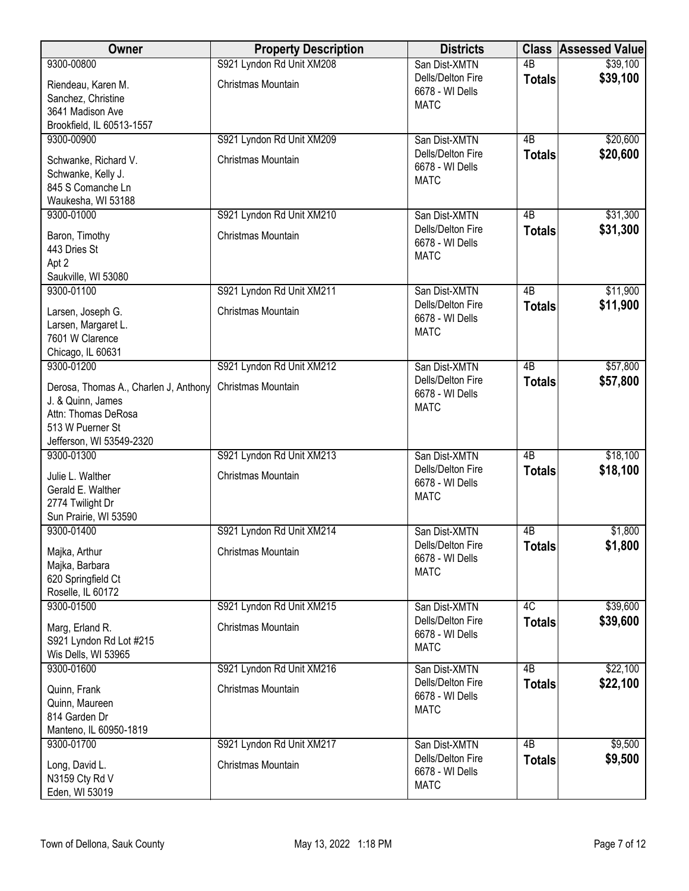| Owner | Property Description | Districts | Class | Assessed Value |
|---|---|---|---|---|
| 9300-00800<br>Riendeau, Karen M.<br>Sanchez, Christine<br>3641 Madison Ave<br>Brookfield, IL 60513-1557 | S921 Lyndon Rd Unit XM208<br>Christmas Mountain | San Dist-XMTN<br>Dells/Delton Fire<br>6678 - WI Dells<br>MATC | 4B<br>**Totals** | $39,100<br>**$39,100** |
| 9300-00900<br>Schwanke, Richard V.<br>Schwanke, Kelly J.<br>845 S Comanche Ln<br>Waukesha, WI 53188 | S921 Lyndon Rd Unit XM209<br>Christmas Mountain | San Dist-XMTN<br>Dells/Delton Fire<br>6678 - WI Dells<br>MATC | 4B<br>**Totals** | $20,600<br>**$20,600** |
| 9300-01000<br>Baron, Timothy<br>443 Dries St<br>Apt 2<br>Saukville, WI 53080 | S921 Lyndon Rd Unit XM210<br>Christmas Mountain | San Dist-XMTN<br>Dells/Delton Fire<br>6678 - WI Dells<br>MATC | 4B<br>**Totals** | $31,300<br>**$31,300** |
| 9300-01100<br>Larsen, Joseph G.<br>Larsen, Margaret L.<br>7601 W Clarence<br>Chicago, IL 60631 | S921 Lyndon Rd Unit XM211<br>Christmas Mountain | San Dist-XMTN<br>Dells/Delton Fire<br>6678 - WI Dells<br>MATC | 4B<br>**Totals** | $11,900<br>**$11,900** |
| 9300-01200<br>Derosa, Thomas A., Charlen J, Anthony J. & Quinn, James<br>Attn: Thomas DeRosa<br>513 W Puerner St<br>Jefferson, WI 53549-2320 | S921 Lyndon Rd Unit XM212<br>Christmas Mountain | San Dist-XMTN<br>Dells/Delton Fire<br>6678 - WI Dells<br>MATC | 4B<br>**Totals** | $57,800<br>**$57,800** |
| 9300-01300<br>Julie L. Walther<br>Gerald E. Walther<br>2774 Twilight Dr<br>Sun Prairie, WI 53590 | S921 Lyndon Rd Unit XM213<br>Christmas Mountain | San Dist-XMTN<br>Dells/Delton Fire<br>6678 - WI Dells<br>MATC | 4B<br>**Totals** | $18,100<br>**$18,100** |
| 9300-01400<br>Majka, Arthur<br>Majka, Barbara<br>620 Springfield Ct<br>Roselle, IL 60172 | S921 Lyndon Rd Unit XM214<br>Christmas Mountain | San Dist-XMTN<br>Dells/Delton Fire<br>6678 - WI Dells<br>MATC | 4B<br>**Totals** | $1,800<br>**$1,800** |
| 9300-01500<br>Marg, Erland R.<br>S921 Lyndon Rd Lot #215<br>Wis Dells, WI 53965 | S921 Lyndon Rd Unit XM215<br>Christmas Mountain | San Dist-XMTN<br>Dells/Delton Fire<br>6678 - WI Dells<br>MATC | 4C<br>**Totals** | $39,600<br>**$39,600** |
| 9300-01600<br>Quinn, Frank<br>Quinn, Maureen<br>814 Garden Dr<br>Manteno, IL 60950-1819 | S921 Lyndon Rd Unit XM216<br>Christmas Mountain | San Dist-XMTN<br>Dells/Delton Fire<br>6678 - WI Dells<br>MATC | 4B<br>**Totals** | $22,100<br>**$22,100** |
| 9300-01700<br>Long, David L.<br>N3159 Cty Rd V<br>Eden, WI 53019 | S921 Lyndon Rd Unit XM217<br>Christmas Mountain | San Dist-XMTN<br>Dells/Delton Fire<br>6678 - WI Dells<br>MATC | 4B<br>**Totals** | $9,500<br>**$9,500** |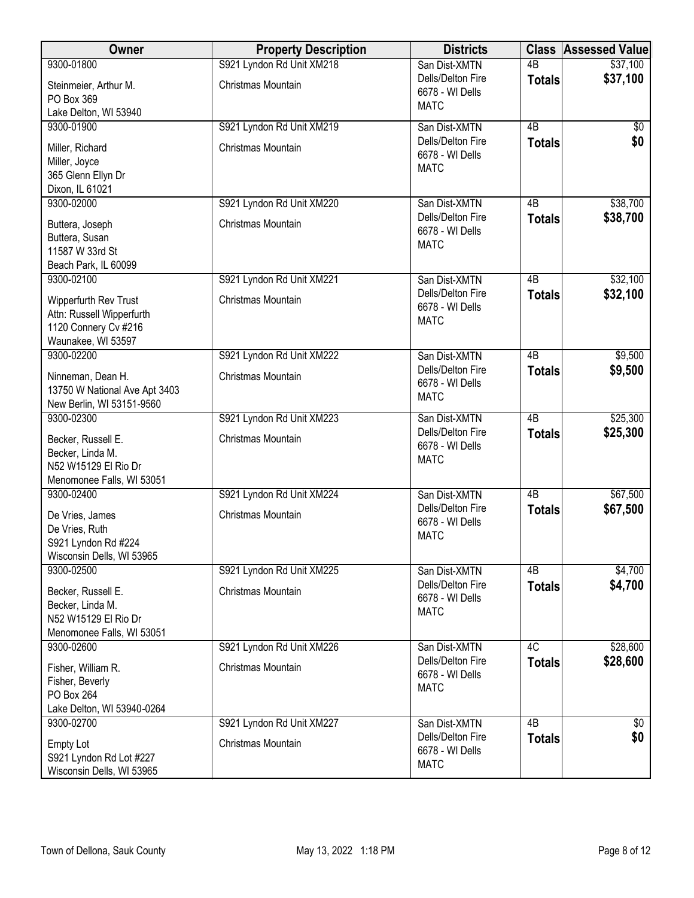| Owner | Property Description | Districts | Class | Assessed Value |
|---|---|---|---|---|
| 9300-01800<br>Steinmeier, Arthur M.<br>PO Box 369<br>Lake Delton, WI 53940 | S921 Lyndon Rd Unit XM218<br>Christmas Mountain | San Dist-XMTN<br>Dells/Delton Fire<br>6678 - WI Dells<br>MATC | 4B<br>**Totals** | $37,100<br>**$37,100** |
| 9300-01900<br>Miller, Richard<br>Miller, Joyce<br>365 Glenn Ellyn Dr<br>Dixon, IL 61021 | S921 Lyndon Rd Unit XM219<br>Christmas Mountain | San Dist-XMTN<br>Dells/Delton Fire<br>6678 - WI Dells<br>MATC | 4B<br>**Totals** | $0<br>**$0** |
| 9300-02000<br>Buttera, Joseph<br>Buttera, Susan<br>11587 W 33rd St<br>Beach Park, IL 60099 | S921 Lyndon Rd Unit XM220<br>Christmas Mountain | San Dist-XMTN<br>Dells/Delton Fire<br>6678 - WI Dells<br>MATC | 4B<br>**Totals** | $38,700<br>**$38,700** |
| 9300-02100<br>Wipperfurth Rev Trust<br>Attn: Russell Wipperfurth<br>1120 Connery Cv #216<br>Waunakee, WI 53597 | S921 Lyndon Rd Unit XM221<br>Christmas Mountain | San Dist-XMTN<br>Dells/Delton Fire<br>6678 - WI Dells<br>MATC | 4B<br>**Totals** | $32,100<br>**$32,100** |
| 9300-02200<br>Ninneman, Dean H.<br>13750 W National Ave Apt 3403<br>New Berlin, WI 53151-9560 | S921 Lyndon Rd Unit XM222<br>Christmas Mountain | San Dist-XMTN<br>Dells/Delton Fire<br>6678 - WI Dells<br>MATC | 4B<br>**Totals** | $9,500<br>**$9,500** |
| 9300-02300<br>Becker, Russell E.<br>Becker, Linda M.<br>N52 W15129 El Rio Dr<br>Menomonee Falls, WI 53051 | S921 Lyndon Rd Unit XM223<br>Christmas Mountain | San Dist-XMTN<br>Dells/Delton Fire<br>6678 - WI Dells<br>MATC | 4B<br>**Totals** | $25,300<br>**$25,300** |
| 9300-02400<br>De Vries, James<br>De Vries, Ruth<br>S921 Lyndon Rd #224<br>Wisconsin Dells, WI 53965 | S921 Lyndon Rd Unit XM224<br>Christmas Mountain | San Dist-XMTN<br>Dells/Delton Fire<br>6678 - WI Dells<br>MATC | 4B<br>**Totals** | $67,500<br>**$67,500** |
| 9300-02500<br>Becker, Russell E.<br>Becker, Linda M.<br>N52 W15129 El Rio Dr<br>Menomonee Falls, WI 53051 | S921 Lyndon Rd Unit XM225<br>Christmas Mountain | San Dist-XMTN<br>Dells/Delton Fire<br>6678 - WI Dells<br>MATC | 4B<br>**Totals** | $4,700<br>**$4,700** |
| 9300-02600<br>Fisher, William R.<br>Fisher, Beverly<br>PO Box 264<br>Lake Delton, WI 53940-0264 | S921 Lyndon Rd Unit XM226<br>Christmas Mountain | San Dist-XMTN<br>Dells/Delton Fire<br>6678 - WI Dells<br>MATC | 4C<br>**Totals** | $28,600<br>**$28,600** |
| 9300-02700<br>Empty Lot<br>S921 Lyndon Rd Lot #227<br>Wisconsin Dells, WI 53965 | S921 Lyndon Rd Unit XM227<br>Christmas Mountain | San Dist-XMTN<br>Dells/Delton Fire<br>6678 - WI Dells<br>MATC | 4B<br>**Totals** | $0<br>**$0** |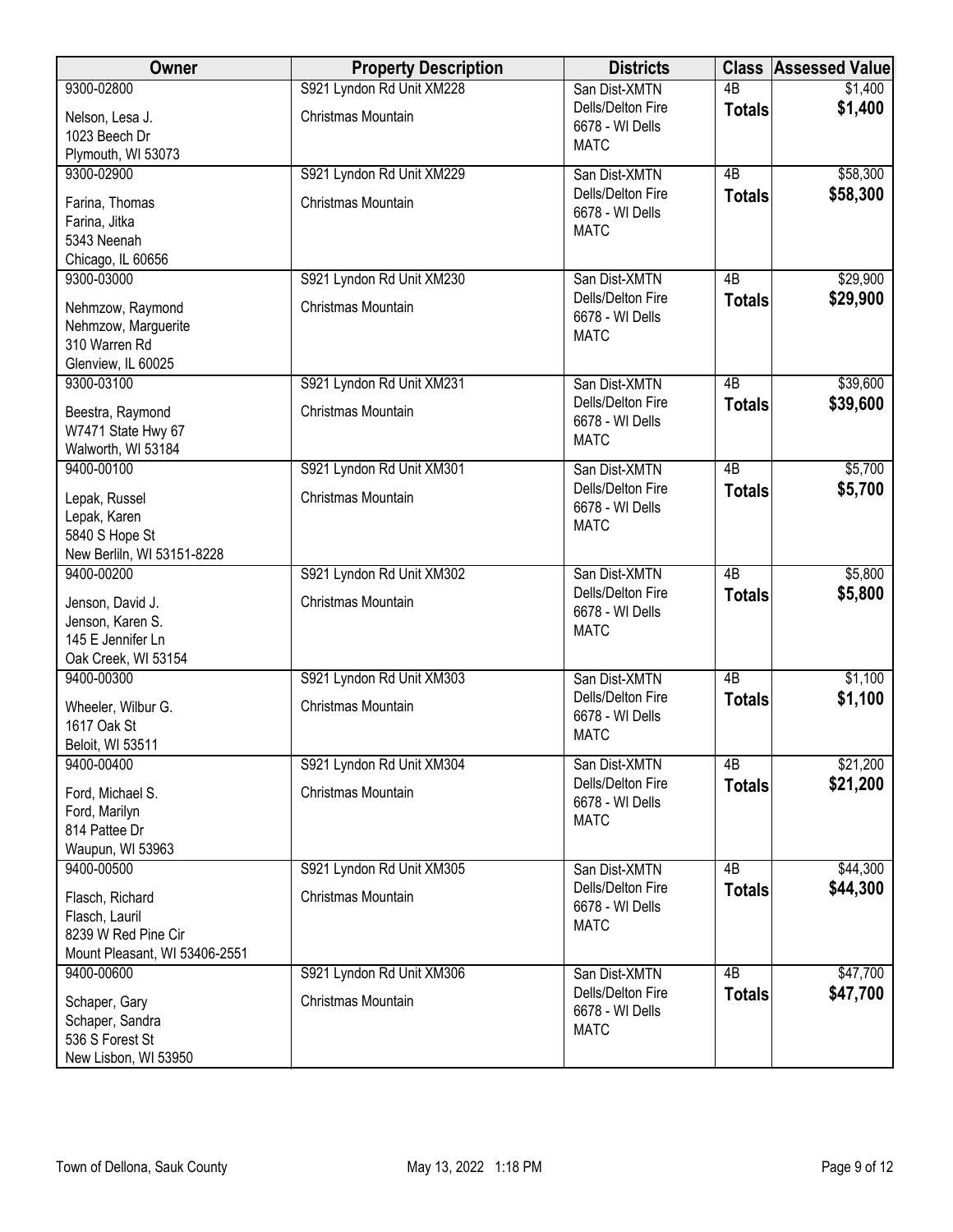| Owner | Property Description | Districts | Class | Assessed Value |
|---|---|---|---|---|
| 9300-02800<br>Nelson, Lesa J.<br>1023 Beech Dr<br>Plymouth, WI 53073 | S921 Lyndon Rd Unit XM228<br>Christmas Mountain | San Dist-XMTN<br>Dells/Delton Fire<br>6678 - WI Dells<br>MATC | 4B<br>**Totals** | $1,400<br>**$1,400** |
| 9300-02900<br>Farina, Thomas<br>Farina, Jitka<br>5343 Neenah<br>Chicago, IL 60656 | S921 Lyndon Rd Unit XM229<br>Christmas Mountain | San Dist-XMTN<br>Dells/Delton Fire<br>6678 - WI Dells<br>MATC | 4B<br>**Totals** | $58,300<br>**$58,300** |
| 9300-03000<br>Nehmzow, Raymond<br>Nehmzow, Marguerite<br>310 Warren Rd<br>Glenview, IL 60025 | S921 Lyndon Rd Unit XM230<br>Christmas Mountain | San Dist-XMTN<br>Dells/Delton Fire<br>6678 - WI Dells<br>MATC | 4B<br>**Totals** | $29,900<br>**$29,900** |
| 9300-03100<br>Beestra, Raymond<br>W7471 State Hwy 67<br>Walworth, WI 53184 | S921 Lyndon Rd Unit XM231<br>Christmas Mountain | San Dist-XMTN<br>Dells/Delton Fire<br>6678 - WI Dells<br>MATC | 4B<br>**Totals** | $39,600<br>**$39,600** |
| 9400-00100<br>Lepak, Russel<br>Lepak, Karen<br>5840 S Hope St<br>New Berliln, WI 53151-8228 | S921 Lyndon Rd Unit XM301<br>Christmas Mountain | San Dist-XMTN<br>Dells/Delton Fire<br>6678 - WI Dells<br>MATC | 4B<br>**Totals** | $5,700<br>**$5,700** |
| 9400-00200<br>Jenson, David J.<br>Jenson, Karen S.<br>145 E Jennifer Ln<br>Oak Creek, WI 53154 | S921 Lyndon Rd Unit XM302<br>Christmas Mountain | San Dist-XMTN<br>Dells/Delton Fire<br>6678 - WI Dells<br>MATC | 4B<br>**Totals** | $5,800<br>**$5,800** |
| 9400-00300<br>Wheeler, Wilbur G.<br>1617 Oak St<br>Beloit, WI 53511 | S921 Lyndon Rd Unit XM303<br>Christmas Mountain | San Dist-XMTN<br>Dells/Delton Fire<br>6678 - WI Dells<br>MATC | 4B<br>**Totals** | $1,100<br>**$1,100** |
| 9400-00400<br>Ford, Michael S.<br>Ford, Marilyn<br>814 Pattee Dr<br>Waupun, WI 53963 | S921 Lyndon Rd Unit XM304<br>Christmas Mountain | San Dist-XMTN<br>Dells/Delton Fire<br>6678 - WI Dells<br>MATC | 4B<br>**Totals** | $21,200<br>**$21,200** |
| 9400-00500<br>Flasch, Richard<br>Flasch, Lauril<br>8239 W Red Pine Cir<br>Mount Pleasant, WI 53406-2551 | S921 Lyndon Rd Unit XM305<br>Christmas Mountain | San Dist-XMTN<br>Dells/Delton Fire<br>6678 - WI Dells<br>MATC | 4B<br>**Totals** | $44,300<br>**$44,300** |
| 9400-00600<br>Schaper, Gary<br>Schaper, Sandra<br>536 S Forest St<br>New Lisbon, WI 53950 | S921 Lyndon Rd Unit XM306<br>Christmas Mountain | San Dist-XMTN<br>Dells/Delton Fire<br>6678 - WI Dells<br>MATC | 4B<br>**Totals** | $47,700<br>**$47,700** |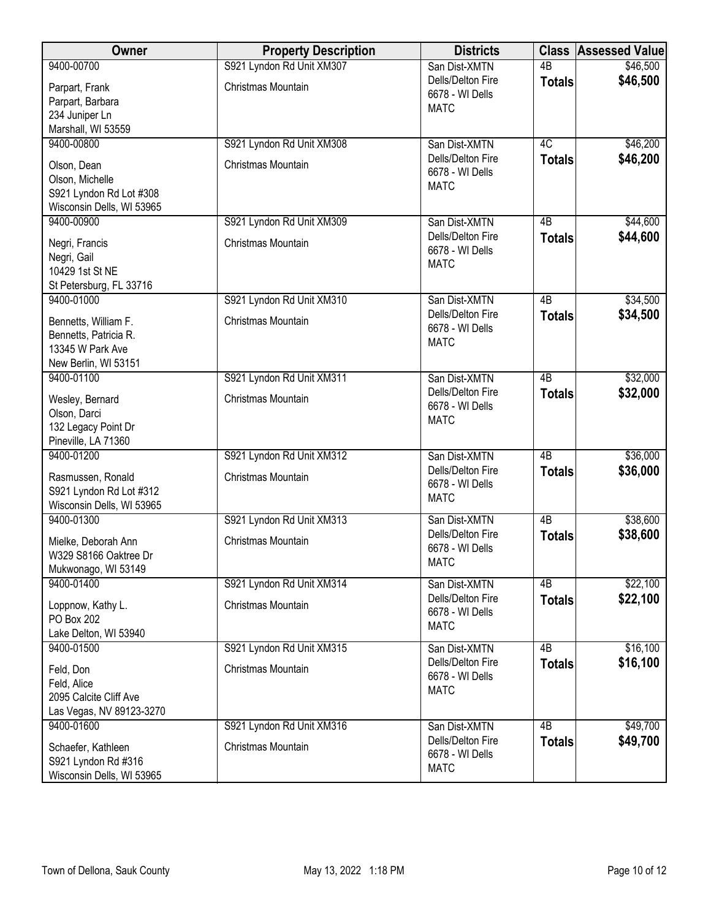| Owner | Property Description | Districts | Class | Assessed Value |
|---|---|---|---|---|
| 9400-00700<br>Parpart, Frank<br>Parpart, Barbara<br>234 Juniper Ln<br>Marshall, WI 53559 | S921 Lyndon Rd Unit XM307<br>Christmas Mountain | San Dist-XMTN<br>Dells/Delton Fire<br>6678 - WI Dells<br>MATC | 4B<br>**Totals** | $46,500<br>**$46,500** |
| 9400-00800<br>Olson, Dean<br>Olson, Michelle<br>S921 Lyndon Rd Lot #308<br>Wisconsin Dells, WI 53965 | S921 Lyndon Rd Unit XM308<br>Christmas Mountain | San Dist-XMTN<br>Dells/Delton Fire<br>6678 - WI Dells<br>MATC | 4C<br>**Totals** | $46,200<br>**$46,200** |
| 9400-00900<br>Negri, Francis<br>Negri, Gail<br>10429 1st St NE<br>St Petersburg, FL 33716 | S921 Lyndon Rd Unit XM309<br>Christmas Mountain | San Dist-XMTN<br>Dells/Delton Fire<br>6678 - WI Dells<br>MATC | 4B<br>**Totals** | $44,600<br>**$44,600** |
| 9400-01000<br>Bennetts, William F.<br>Bennetts, Patricia R.<br>13345 W Park Ave<br>New Berlin, WI 53151 | S921 Lyndon Rd Unit XM310<br>Christmas Mountain | San Dist-XMTN<br>Dells/Delton Fire<br>6678 - WI Dells<br>MATC | 4B<br>**Totals** | $34,500<br>**$34,500** |
| 9400-01100<br>Wesley, Bernard<br>Olson, Darci<br>132 Legacy Point Dr<br>Pineville, LA 71360 | S921 Lyndon Rd Unit XM311<br>Christmas Mountain | San Dist-XMTN<br>Dells/Delton Fire<br>6678 - WI Dells<br>MATC | 4B<br>**Totals** | $32,000<br>**$32,000** |
| 9400-01200<br>Rasmussen, Ronald<br>S921 Lyndon Rd Lot #312<br>Wisconsin Dells, WI 53965 | S921 Lyndon Rd Unit XM312<br>Christmas Mountain | San Dist-XMTN<br>Dells/Delton Fire<br>6678 - WI Dells<br>MATC | 4B<br>**Totals** | $36,000<br>**$36,000** |
| 9400-01300<br>Mielke, Deborah Ann<br>W329 S8166 Oaktree Dr<br>Mukwonago, WI 53149 | S921 Lyndon Rd Unit XM313<br>Christmas Mountain | San Dist-XMTN<br>Dells/Delton Fire<br>6678 - WI Dells<br>MATC | 4B<br>**Totals** | $38,600<br>**$38,600** |
| 9400-01400<br>Loppnow, Kathy L.<br>PO Box 202<br>Lake Delton, WI 53940 | S921 Lyndon Rd Unit XM314<br>Christmas Mountain | San Dist-XMTN<br>Dells/Delton Fire<br>6678 - WI Dells<br>MATC | 4B<br>**Totals** | $22,100<br>**$22,100** |
| 9400-01500<br>Feld, Don<br>Feld, Alice<br>2095 Calcite Cliff Ave<br>Las Vegas, NV 89123-3270 | S921 Lyndon Rd Unit XM315<br>Christmas Mountain | San Dist-XMTN<br>Dells/Delton Fire<br>6678 - WI Dells<br>MATC | 4B<br>**Totals** | $16,100<br>**$16,100** |
| 9400-01600<br>Schaefer, Kathleen<br>S921 Lyndon Rd #316<br>Wisconsin Dells, WI 53965 | S921 Lyndon Rd Unit XM316<br>Christmas Mountain | San Dist-XMTN<br>Dells/Delton Fire<br>6678 - WI Dells<br>MATC | 4B<br>**Totals** | $49,700<br>**$49,700** |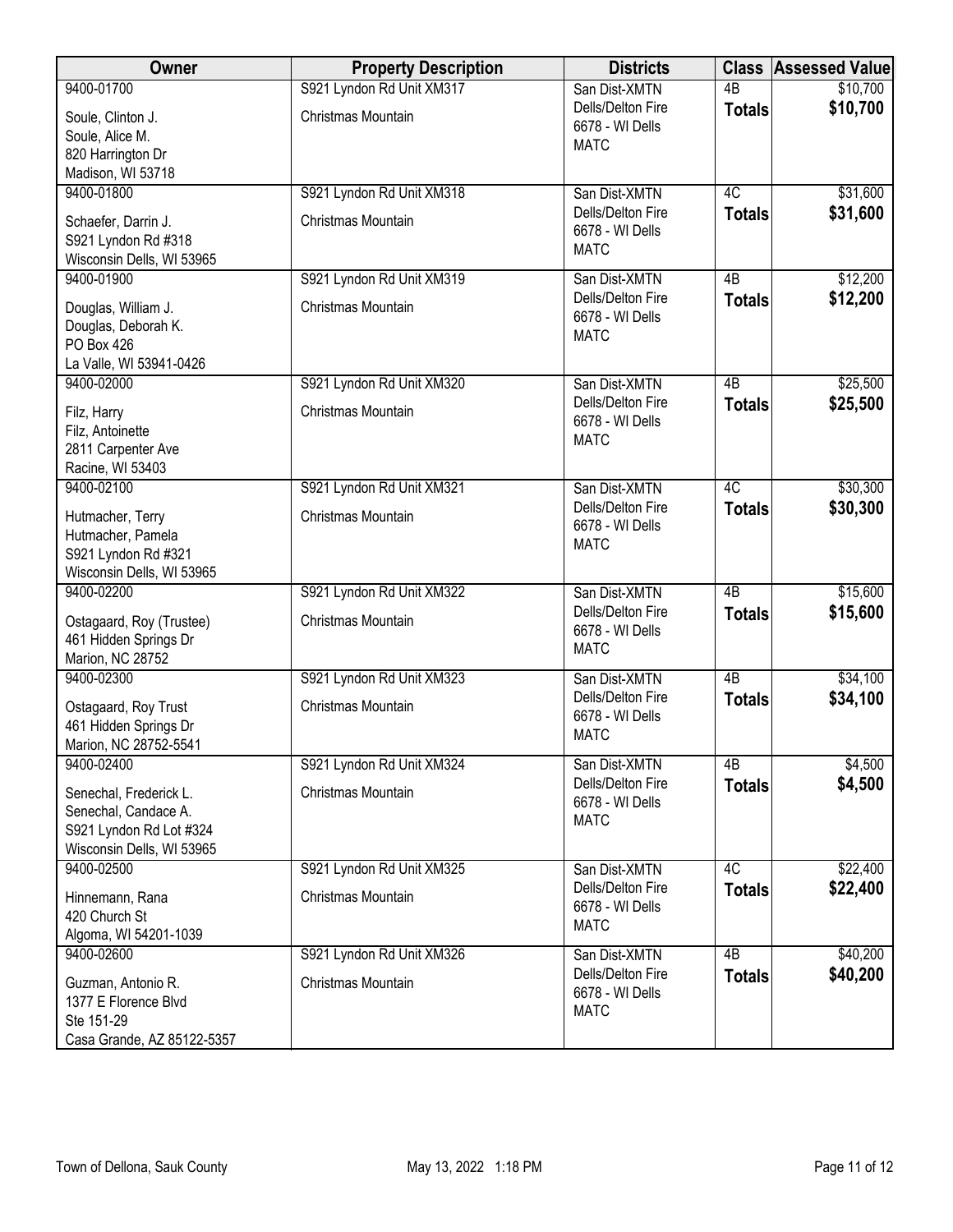| Owner | Property Description | Districts | Class | Assessed Value |
|---|---|---|---|---|
| 9400-01700<br>Soule, Clinton J.<br>Soule, Alice M.<br>820 Harrington Dr<br>Madison, WI 53718 | S921 Lyndon Rd Unit XM317<br>Christmas Mountain | San Dist-XMTN<br>Dells/Delton Fire<br>6678 - WI Dells<br>MATC | 4B<br>**Totals** | $10,700<br>**$10,700** |
| 9400-01800<br>Schaefer, Darrin J.<br>S921 Lyndon Rd #318<br>Wisconsin Dells, WI 53965 | S921 Lyndon Rd Unit XM318<br>Christmas Mountain | San Dist-XMTN<br>Dells/Delton Fire<br>6678 - WI Dells<br>MATC | 4C<br>**Totals** | $31,600<br>**$31,600** |
| 9400-01900<br>Douglas, William J.<br>Douglas, Deborah K.<br>PO Box 426<br>La Valle, WI 53941-0426 | S921 Lyndon Rd Unit XM319<br>Christmas Mountain | San Dist-XMTN<br>Dells/Delton Fire<br>6678 - WI Dells<br>MATC | 4B<br>**Totals** | $12,200<br>**$12,200** |
| 9400-02000<br>Filz, Harry<br>Filz, Antoinette<br>2811 Carpenter Ave<br>Racine, WI 53403 | S921 Lyndon Rd Unit XM320<br>Christmas Mountain | San Dist-XMTN<br>Dells/Delton Fire<br>6678 - WI Dells<br>MATC | 4B<br>**Totals** | $25,500<br>**$25,500** |
| 9400-02100<br>Hutmacher, Terry<br>Hutmacher, Pamela<br>S921 Lyndon Rd #321<br>Wisconsin Dells, WI 53965 | S921 Lyndon Rd Unit XM321<br>Christmas Mountain | San Dist-XMTN<br>Dells/Delton Fire<br>6678 - WI Dells<br>MATC | 4C<br>**Totals** | $30,300<br>**$30,300** |
| 9400-02200<br>Ostagaard, Roy (Trustee)<br>461 Hidden Springs Dr<br>Marion, NC 28752 | S921 Lyndon Rd Unit XM322<br>Christmas Mountain | San Dist-XMTN<br>Dells/Delton Fire<br>6678 - WI Dells<br>MATC | 4B<br>**Totals** | $15,600<br>**$15,600** |
| 9400-02300<br>Ostagaard, Roy Trust<br>461 Hidden Springs Dr<br>Marion, NC 28752-5541 | S921 Lyndon Rd Unit XM323<br>Christmas Mountain | San Dist-XMTN<br>Dells/Delton Fire<br>6678 - WI Dells<br>MATC | 4B<br>**Totals** | $34,100<br>**$34,100** |
| 9400-02400<br>Senechal, Frederick L.<br>Senechal, Candace A.<br>S921 Lyndon Rd Lot #324<br>Wisconsin Dells, WI 53965 | S921 Lyndon Rd Unit XM324<br>Christmas Mountain | San Dist-XMTN<br>Dells/Delton Fire<br>6678 - WI Dells<br>MATC | 4B<br>**Totals** | $4,500<br>**$4,500** |
| 9400-02500<br>Hinnemann, Rana<br>420 Church St<br>Algoma, WI 54201-1039 | S921 Lyndon Rd Unit XM325<br>Christmas Mountain | San Dist-XMTN<br>Dells/Delton Fire<br>6678 - WI Dells<br>MATC | 4C<br>**Totals** | $22,400<br>**$22,400** |
| 9400-02600<br>Guzman, Antonio R.<br>1377 E Florence Blvd<br>Ste 151-29<br>Casa Grande, AZ 85122-5357 | S921 Lyndon Rd Unit XM326<br>Christmas Mountain | San Dist-XMTN<br>Dells/Delton Fire<br>6678 - WI Dells<br>MATC | 4B<br>**Totals** | $40,200<br>**$40,200** |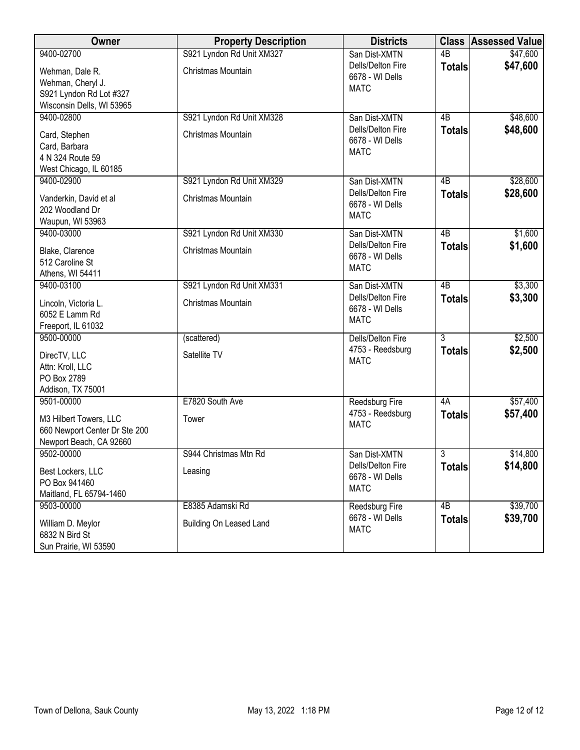| Owner | Property Description | Districts | Class | Assessed Value |
|---|---|---|---|---|
| 9400-02700<br>Wehman, Dale R.<br>Wehman, Cheryl J.<br>S921 Lyndon Rd Lot #327<br>Wisconsin Dells, WI 53965 | S921 Lyndon Rd Unit XM327<br>Christmas Mountain | San Dist-XMTN<br>Dells/Delton Fire<br>6678 - WI Dells<br>MATC | 4B<br>**Totals** | $47,600<br>**$47,600** |
| 9400-02800<br>Card, Stephen<br>Card, Barbara<br>4 N 324 Route 59<br>West Chicago, IL 60185 | S921 Lyndon Rd Unit XM328<br>Christmas Mountain | San Dist-XMTN<br>Dells/Delton Fire<br>6678 - WI Dells<br>MATC | 4B<br>**Totals** | $48,600<br>**$48,600** |
| 9400-02900<br>Vanderkin, David et al<br>202 Woodland Dr<br>Waupun, WI 53963 | S921 Lyndon Rd Unit XM329<br>Christmas Mountain | San Dist-XMTN<br>Dells/Delton Fire<br>6678 - WI Dells<br>MATC | 4B<br>**Totals** | $28,600<br>**$28,600** |
| 9400-03000<br>Blake, Clarence<br>512 Caroline St<br>Athens, WI 54411 | S921 Lyndon Rd Unit XM330<br>Christmas Mountain | San Dist-XMTN<br>Dells/Delton Fire<br>6678 - WI Dells<br>MATC | 4B<br>**Totals** | $1,600<br>**$1,600** |
| 9400-03100<br>Lincoln, Victoria L.<br>6052 E Lamm Rd<br>Freeport, IL 61032 | S921 Lyndon Rd Unit XM331<br>Christmas Mountain | San Dist-XMTN<br>Dells/Delton Fire<br>6678 - WI Dells<br>MATC | 4B<br>**Totals** | $3,300<br>**$3,300** |
| 9500-00000<br>DirecTV, LLC<br>Attn: Kroll, LLC<br>PO Box 2789<br>Addison, TX 75001 | (scattered)<br>Satellite TV | Dells/Delton Fire<br>4753 - Reedsburg<br>MATC | 3<br>**Totals** | $2,500<br>**$2,500** |
| 9501-00000<br>M3 Hilbert Towers, LLC<br>660 Newport Center Dr Ste 200<br>Newport Beach, CA 92660 | E7820 South Ave<br>Tower | Reedsburg Fire<br>4753 - Reedsburg<br>MATC | 4A<br>**Totals** | $57,400<br>**$57,400** |
| 9502-00000<br>Best Lockers, LLC<br>PO Box 941460<br>Maitland, FL 65794-1460 | S944 Christmas Mtn Rd<br>Leasing | San Dist-XMTN<br>Dells/Delton Fire<br>6678 - WI Dells<br>MATC | 3<br>**Totals** | $14,800<br>**$14,800** |
| 9503-00000<br>William D. Meylor<br>6832 N Bird St<br>Sun Prairie, WI 53590 | E8385 Adamski Rd<br>Building On Leased Land | Reedsburg Fire<br>6678 - WI Dells<br>MATC | 4B<br>**Totals** | $39,700<br>**$39,700** |

Town of Dellona, Sauk County May 13, 2022 1:18 PM